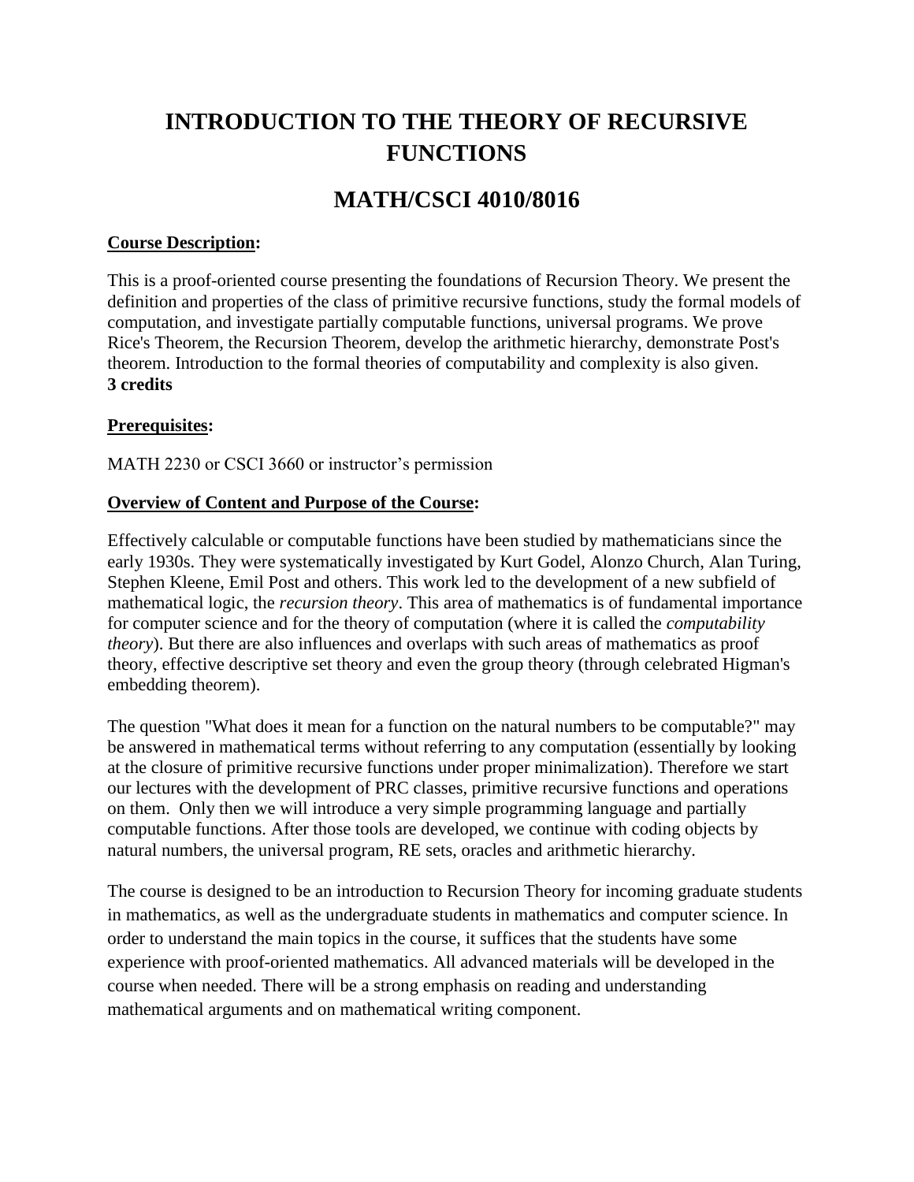# INTRODUCTION TO THE THEORY OF RECURSIVE FUNCTIONS

## MATH/CSCI 4010/8016

**Course Description:**

This is a proof-oriented course presenting the foundations of Recursion Theory. We present the definition and properties of the class of primitive recursive functions, study the formal models of computation, and investigate partially computable functions, universal programs. We prove Rice's Theorem, the Recursion Theorem, develop the arithmetic hierarchy, demonstrate Post's theorem. Introduction to the formal theories of computability and complexity is also given.
**3 credits**

**Prerequisites:**

MATH 2230 or CSCI 3660 or instructor's permission

**Overview of Content and Purpose of the Course:**

Effectively calculable or computable functions have been studied by mathematicians since the early 1930s. They were systematically investigated by Kurt Godel, Alonzo Church, Alan Turing, Stephen Kleene, Emil Post and others. This work led to the development of a new subfield of mathematical logic, the *recursion theory*. This area of mathematics is of fundamental importance for computer science and for the theory of computation (where it is called the *computability theory*). But there are also influences and overlaps with such areas of mathematics as proof theory, effective descriptive set theory and even the group theory (through celebrated Higman's embedding theorem).

The question "What does it mean for a function on the natural numbers to be computable?" may be answered in mathematical terms without referring to any computation (essentially by looking at the closure of primitive recursive functions under proper minimalization). Therefore we start our lectures with the development of PRC classes, primitive recursive functions and operations on them. Only then we will introduce a very simple programming language and partially computable functions. After those tools are developed, we continue with coding objects by natural numbers, the universal program, RE sets, oracles and arithmetic hierarchy.

The course is designed to be an introduction to Recursion Theory for incoming graduate students in mathematics, as well as the undergraduate students in mathematics and computer science. In order to understand the main topics in the course, it suffices that the students have some experience with proof-oriented mathematics. All advanced materials will be developed in the course when needed. There will be a strong emphasis on reading and understanding mathematical arguments and on mathematical writing component.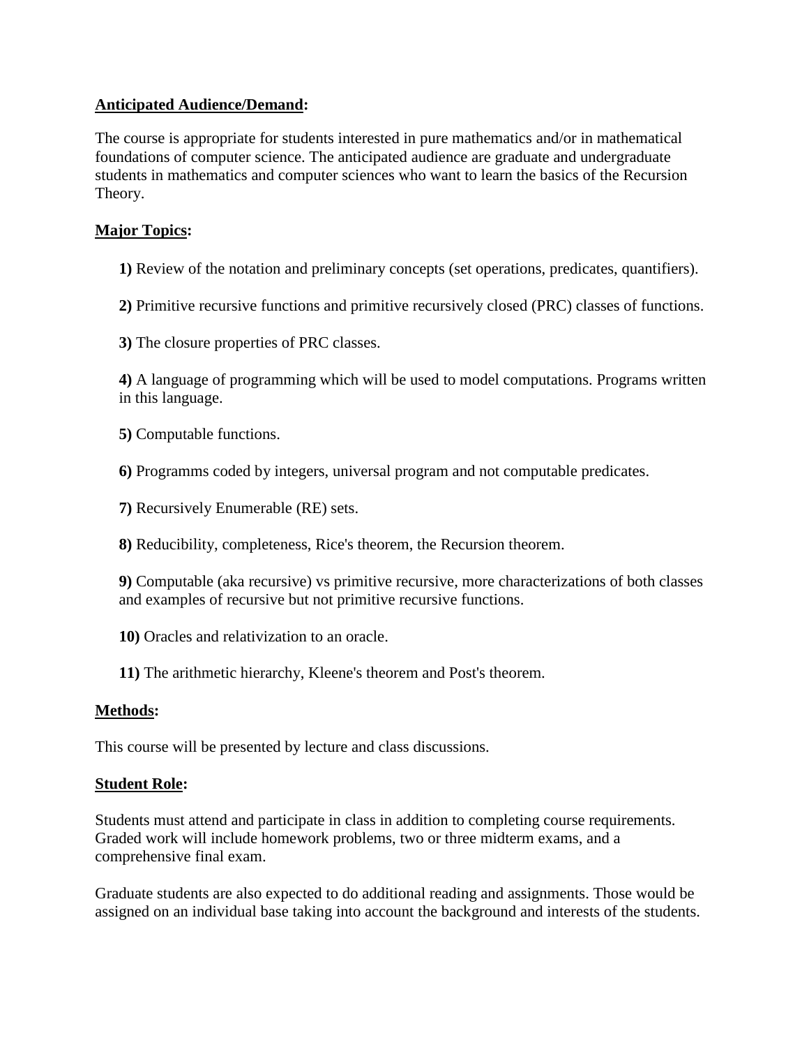**Anticipated Audience/Demand:**

The course is appropriate for students interested in pure mathematics and/or in mathematical foundations of computer science. The anticipated audience are graduate and undergraduate students in mathematics and computer sciences who want to learn the basics of the Recursion Theory.

**Major Topics:**

**1)** Review of the notation and preliminary concepts (set operations, predicates, quantifiers).

**2)** Primitive recursive functions and primitive recursively closed (PRC) classes of functions.

**3)** The closure properties of PRC classes.

**4)** A language of programming which will be used to model computations. Programs written in this language.

**5)** Computable functions.

**6)** Programms coded by integers, universal program and not computable predicates.

**7)** Recursively Enumerable (RE) sets.

**8)** Reducibility, completeness, Rice's theorem, the Recursion theorem.

**9)** Computable (aka recursive) vs primitive recursive, more characterizations of both classes and examples of recursive but not primitive recursive functions.

**10)** Oracles and relativization to an oracle.

**11)** The arithmetic hierarchy, Kleene's theorem and Post's theorem.

**Methods:**

This course will be presented by lecture and class discussions.

**Student Role:**

Students must attend and participate in class in addition to completing course requirements. Graded work will include homework problems, two or three midterm exams, and a comprehensive final exam.

Graduate students are also expected to do additional reading and assignments. Those would be assigned on an individual base taking into account the background and interests of the students.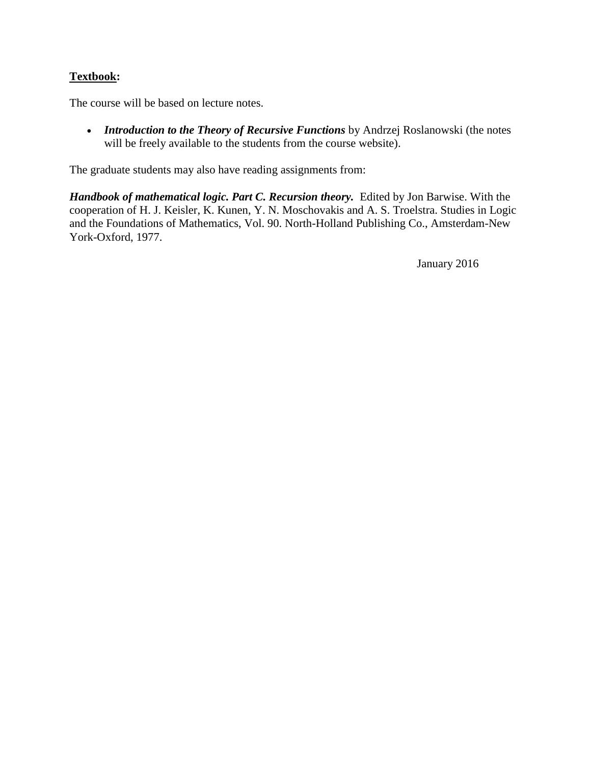**<u>Textbook</u>:**

The course will be based on lecture notes.

- ***Introduction to the Theory of Recursive Functions*** by Andrzej Roslanowski (the notes will be freely available to the students from the course website).

The graduate students may also have reading assignments from:

***Handbook of mathematical logic. Part C. Recursion theory.*** Edited by Jon Barwise. With the cooperation of H. J. Keisler, K. Kunen, Y. N. Moschovakis and A. S. Troelstra. Studies in Logic and the Foundations of Mathematics, Vol. 90. North-Holland Publishing Co., Amsterdam-New York-Oxford, 1977.

January 2016